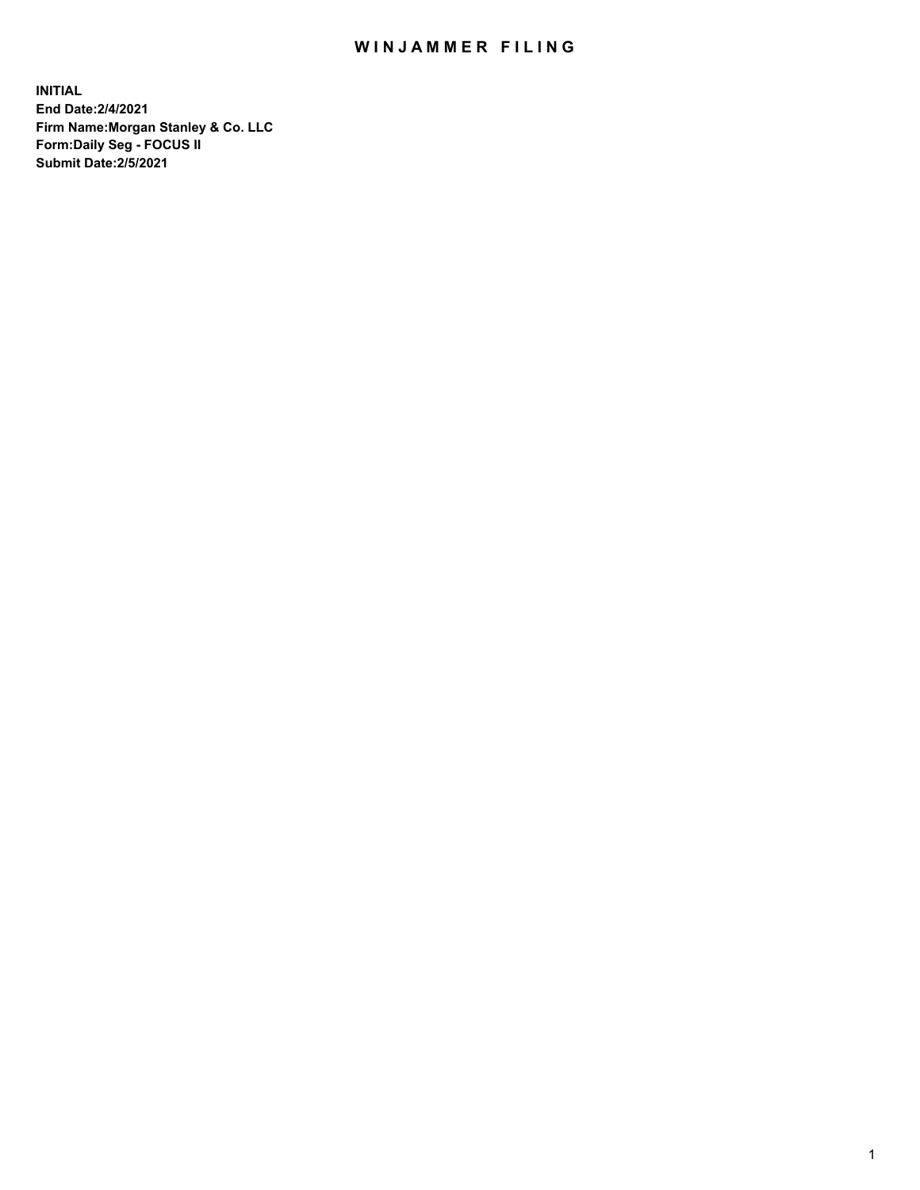# WINJAMMER FILING

**INITIAL**
**End Date:2/4/2021**
**Firm Name:Morgan Stanley & Co. LLC**
**Form:Daily Seg - FOCUS II**
**Submit Date:2/5/2021**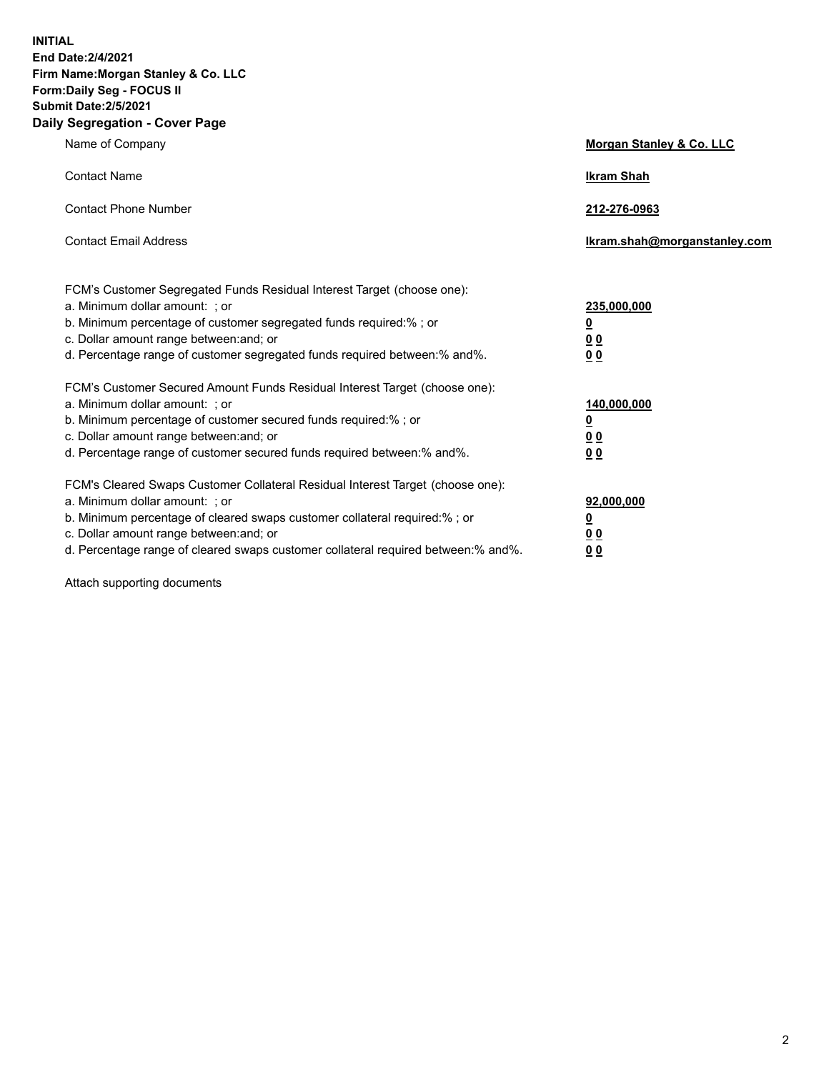**INITIAL**
**End Date:2/4/2021**
**Firm Name:Morgan Stanley & Co. LLC**
**Form:Daily Seg - FOCUS II**
**Submit Date:2/5/2021**

## Daily Segregation - Cover Page

| | |
|---|---|
| Name of Company | **Morgan Stanley & Co. LLC** |
| Contact Name | **Ikram Shah** |
| Contact Phone Number | **212-276-0963** |
| Contact Email Address | **Ikram.shah@morganstanley.com** |

| | |
|---|---|
| FCM's Customer Segregated Funds Residual Interest Target (choose one): | |
| a. Minimum dollar amount: ; or | **235,000,000** |
| b. Minimum percentage of customer segregated funds required:% ; or | **0** |
| c. Dollar amount range between:and; or | **0 0** |
| d. Percentage range of customer segregated funds required between:% and%. | **0 0** |
| FCM's Customer Secured Amount Funds Residual Interest Target (choose one): | |
| a. Minimum dollar amount: ; or | **140,000,000** |
| b. Minimum percentage of customer secured funds required:% ; or | **0** |
| c. Dollar amount range between:and; or | **0 0** |
| d. Percentage range of customer secured funds required between:% and%. | **0 0** |
| FCM's Cleared Swaps Customer Collateral Residual Interest Target (choose one): | |
| a. Minimum dollar amount: ; or | **92,000,000** |
| b. Minimum percentage of cleared swaps customer collateral required:% ; or | **0** |
| c. Dollar amount range between:and; or | **0 0** |
| d. Percentage range of cleared swaps customer collateral required between:% and%. | **0 0** |

Attach supporting documents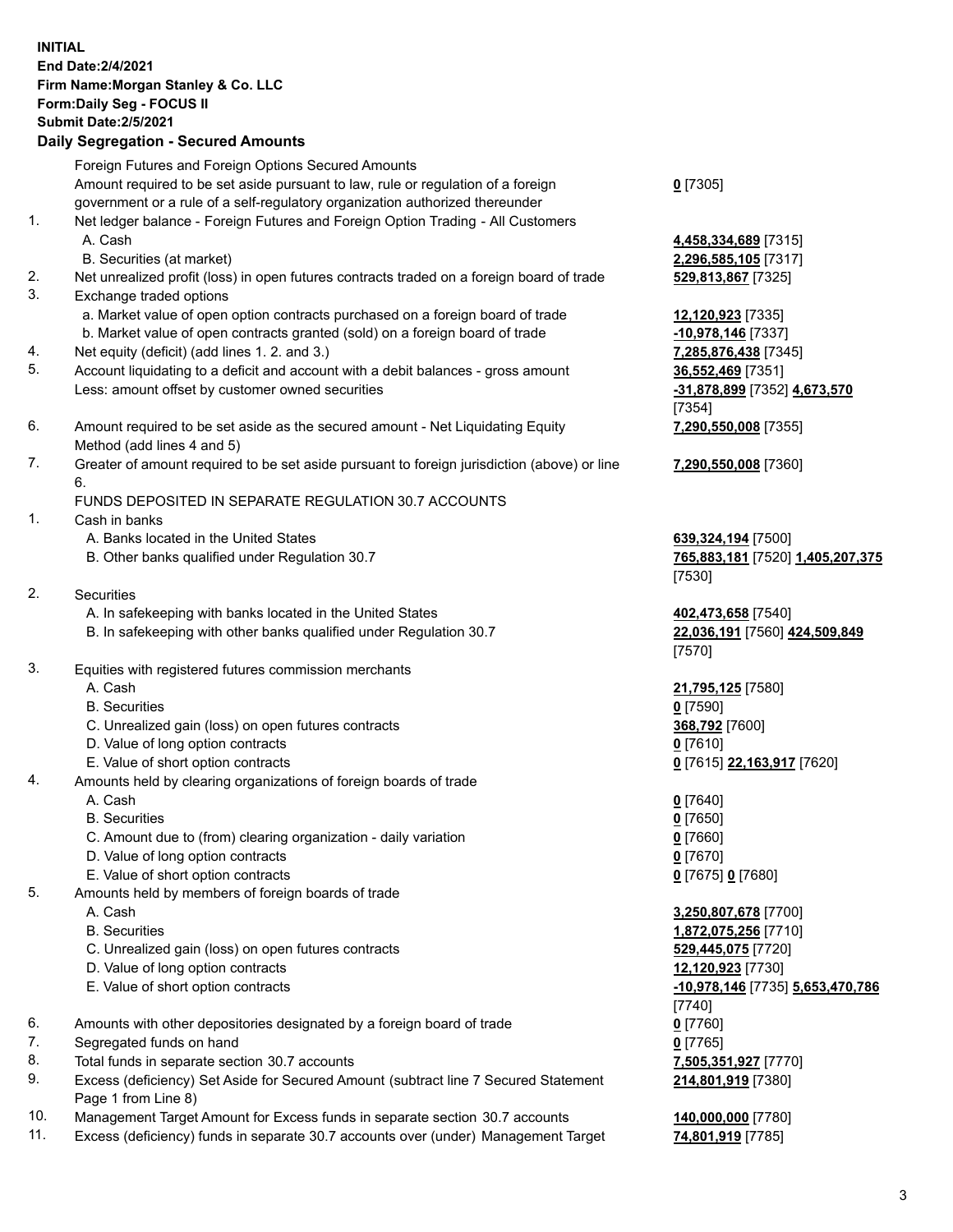**INITIAL**
**End Date:2/4/2021**
**Firm Name:Morgan Stanley & Co. LLC**
**Form:Daily Seg - FOCUS II**
**Submit Date:2/5/2021**

### Daily Segregation - Secured Amounts

| | | |
|---|---|---|
| | Foreign Futures and Foreign Options Secured Amounts | |
| | Amount required to be set aside pursuant to law, rule or regulation of a foreign government or a rule of a self-regulatory organization authorized thereunder | **0** [7305] |
| 1. | Net ledger balance - Foreign Futures and Foreign Option Trading - All Customers | |
| | A. Cash | **4,458,334,689** [7315] |
| | B. Securities (at market) | **2,296,585,105** [7317] |
| 2. | Net unrealized profit (loss) in open futures contracts traded on a foreign board of trade | **529,813,867** [7325] |
| 3. | Exchange traded options | |
| | a. Market value of open option contracts purchased on a foreign board of trade | **12,120,923** [7335] |
| | b. Market value of open contracts granted (sold) on a foreign board of trade | **-10,978,146** [7337] |
| 4. | Net equity (deficit) (add lines 1. 2. and 3.) | **7,285,876,438** [7345] |
| 5. | Account liquidating to a deficit and account with a debit balances - gross amount | **36,552,469** [7351] |
| | Less: amount offset by customer owned securities | **-31,878,899** [7352] **4,673,570** [7354] |
| 6. | Amount required to be set aside as the secured amount - Net Liquidating Equity Method (add lines 4 and 5) | **7,290,550,008** [7355] |
| 7. | Greater of amount required to be set aside pursuant to foreign jurisdiction (above) or line 6. | **7,290,550,008** [7360] |
| | FUNDS DEPOSITED IN SEPARATE REGULATION 30.7 ACCOUNTS | |
| 1. | Cash in banks | |
| | A. Banks located in the United States | **639,324,194** [7500] |
| | B. Other banks qualified under Regulation 30.7 | **765,883,181** [7520] **1,405,207,375** [7530] |
| 2. | Securities | |
| | A. In safekeeping with banks located in the United States | **402,473,658** [7540] |
| | B. In safekeeping with other banks qualified under Regulation 30.7 | **22,036,191** [7560] **424,509,849** [7570] |
| 3. | Equities with registered futures commission merchants | |
| | A. Cash | **21,795,125** [7580] |
| | B. Securities | **0** [7590] |
| | C. Unrealized gain (loss) on open futures contracts | **368,792** [7600] |
| | D. Value of long option contracts | **0** [7610] |
| | E. Value of short option contracts | **0** [7615] **22,163,917** [7620] |
| 4. | Amounts held by clearing organizations of foreign boards of trade | |
| | A. Cash | **0** [7640] |
| | B. Securities | **0** [7650] |
| | C. Amount due to (from) clearing organization - daily variation | **0** [7660] |
| | D. Value of long option contracts | **0** [7670] |
| | E. Value of short option contracts | **0** [7675] **0** [7680] |
| 5. | Amounts held by members of foreign boards of trade | |
| | A. Cash | **3,250,807,678** [7700] |
| | B. Securities | **1,872,075,256** [7710] |
| | C. Unrealized gain (loss) on open futures contracts | **529,445,075** [7720] |
| | D. Value of long option contracts | **12,120,923** [7730] |
| | E. Value of short option contracts | **-10,978,146** [7735] **5,653,470,786** [7740] |
| 6. | Amounts with other depositories designated by a foreign board of trade | **0** [7760] |
| 7. | Segregated funds on hand | **0** [7765] |
| 8. | Total funds in separate section 30.7 accounts | **7,505,351,927** [7770] |
| 9. | Excess (deficiency) Set Aside for Secured Amount (subtract line 7 Secured Statement Page 1 from Line 8) | **214,801,919** [7380] |
| 10. | Management Target Amount for Excess funds in separate section 30.7 accounts | **140,000,000** [7780] |
| 11. | Excess (deficiency) funds in separate 30.7 accounts over (under) Management Target | **74,801,919** [7785] |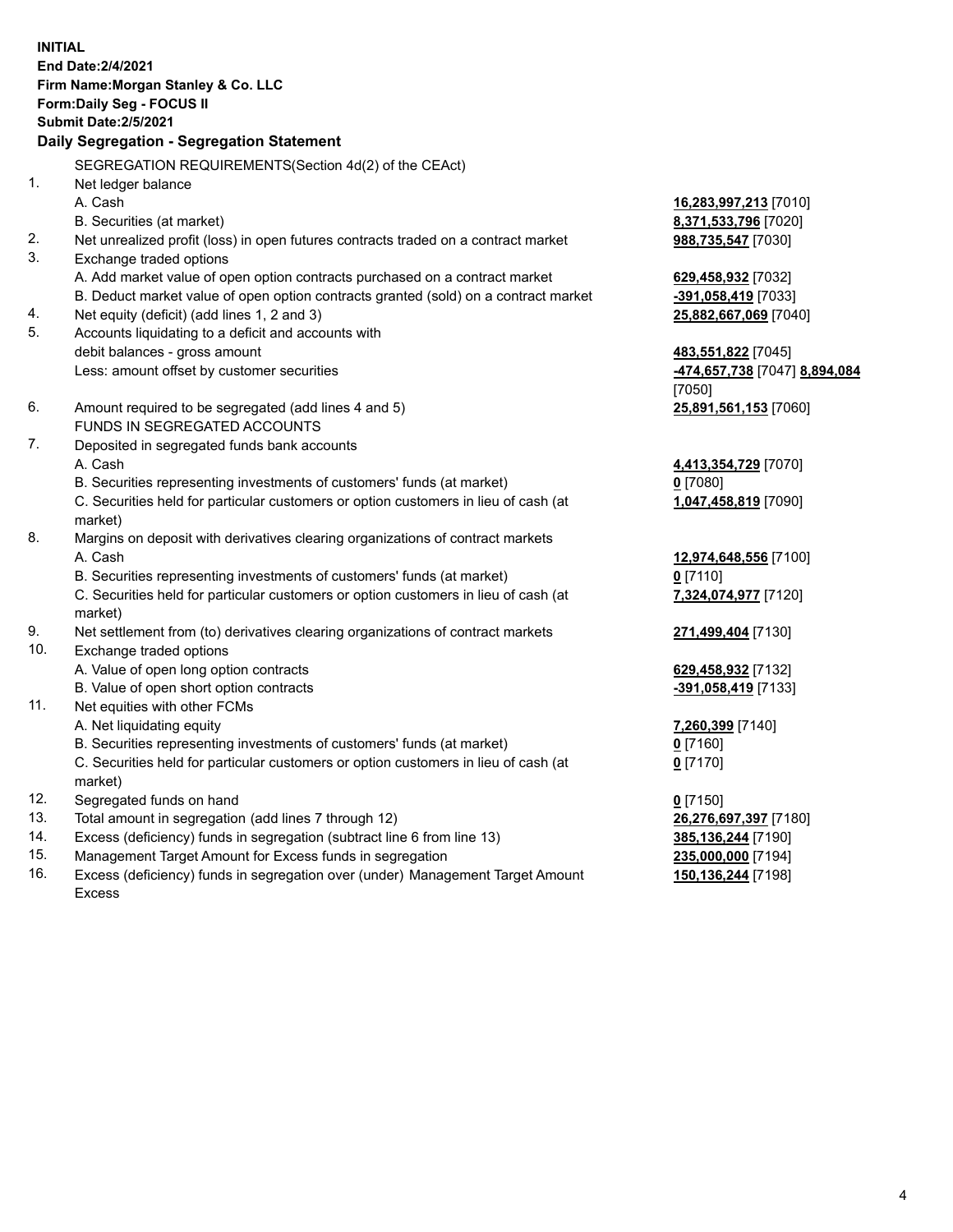**INITIAL**
**End Date:2/4/2021**
**Firm Name:Morgan Stanley & Co. LLC**
**Form:Daily Seg - FOCUS II**
**Submit Date:2/5/2021**

**Daily Segregation - Segregation Statement**

SEGREGATION REQUIREMENTS(Section 4d(2) of the CEAct)

| | | |
|---|---|---|
| 1. | Net ledger balance | |
| | A. Cash | **16,283,997,213** [7010] |
| | B. Securities (at market) | **8,371,533,796** [7020] |
| 2. | Net unrealized profit (loss) in open futures contracts traded on a contract market | **988,735,547** [7030] |
| 3. | Exchange traded options | |
| | A. Add market value of open option contracts purchased on a contract market | **629,458,932** [7032] |
| | B. Deduct market value of open option contracts granted (sold) on a contract market | **-391,058,419** [7033] |
| 4. | Net equity (deficit) (add lines 1, 2 and 3) | **25,882,667,069** [7040] |
| 5. | Accounts liquidating to a deficit and accounts with debit balances - gross amount | **483,551,822** [7045] |
| | Less: amount offset by customer securities | **-474,657,738** [7047] **8,894,084** [7050] |
| 6. | Amount required to be segregated (add lines 4 and 5) | **25,891,561,153** [7060] |
| | FUNDS IN SEGREGATED ACCOUNTS | |
| 7. | Deposited in segregated funds bank accounts | |
| | A. Cash | **4,413,354,729** [7070] |
| | B. Securities representing investments of customers' funds (at market) | **0** [7080] |
| | C. Securities held for particular customers or option customers in lieu of cash (at market) | **1,047,458,819** [7090] |
| 8. | Margins on deposit with derivatives clearing organizations of contract markets | |
| | A. Cash | **12,974,648,556** [7100] |
| | B. Securities representing investments of customers' funds (at market) | **0** [7110] |
| | C. Securities held for particular customers or option customers in lieu of cash (at market) | **7,324,074,977** [7120] |
| 9. | Net settlement from (to) derivatives clearing organizations of contract markets | **271,499,404** [7130] |
| 10. | Exchange traded options | |
| | A. Value of open long option contracts | **629,458,932** [7132] |
| | B. Value of open short option contracts | **-391,058,419** [7133] |
| 11. | Net equities with other FCMs | |
| | A. Net liquidating equity | **7,260,399** [7140] |
| | B. Securities representing investments of customers' funds (at market) | **0** [7160] |
| | C. Securities held for particular customers or option customers in lieu of cash (at market) | **0** [7170] |
| 12. | Segregated funds on hand | **0** [7150] |
| 13. | Total amount in segregation (add lines 7 through 12) | **26,276,697,397** [7180] |
| 14. | Excess (deficiency) funds in segregation (subtract line 6 from line 13) | **385,136,244** [7190] |
| 15. | Management Target Amount for Excess funds in segregation | **235,000,000** [7194] |
| 16. | Excess (deficiency) funds in segregation over (under) Management Target Amount Excess | **150,136,244** [7198] |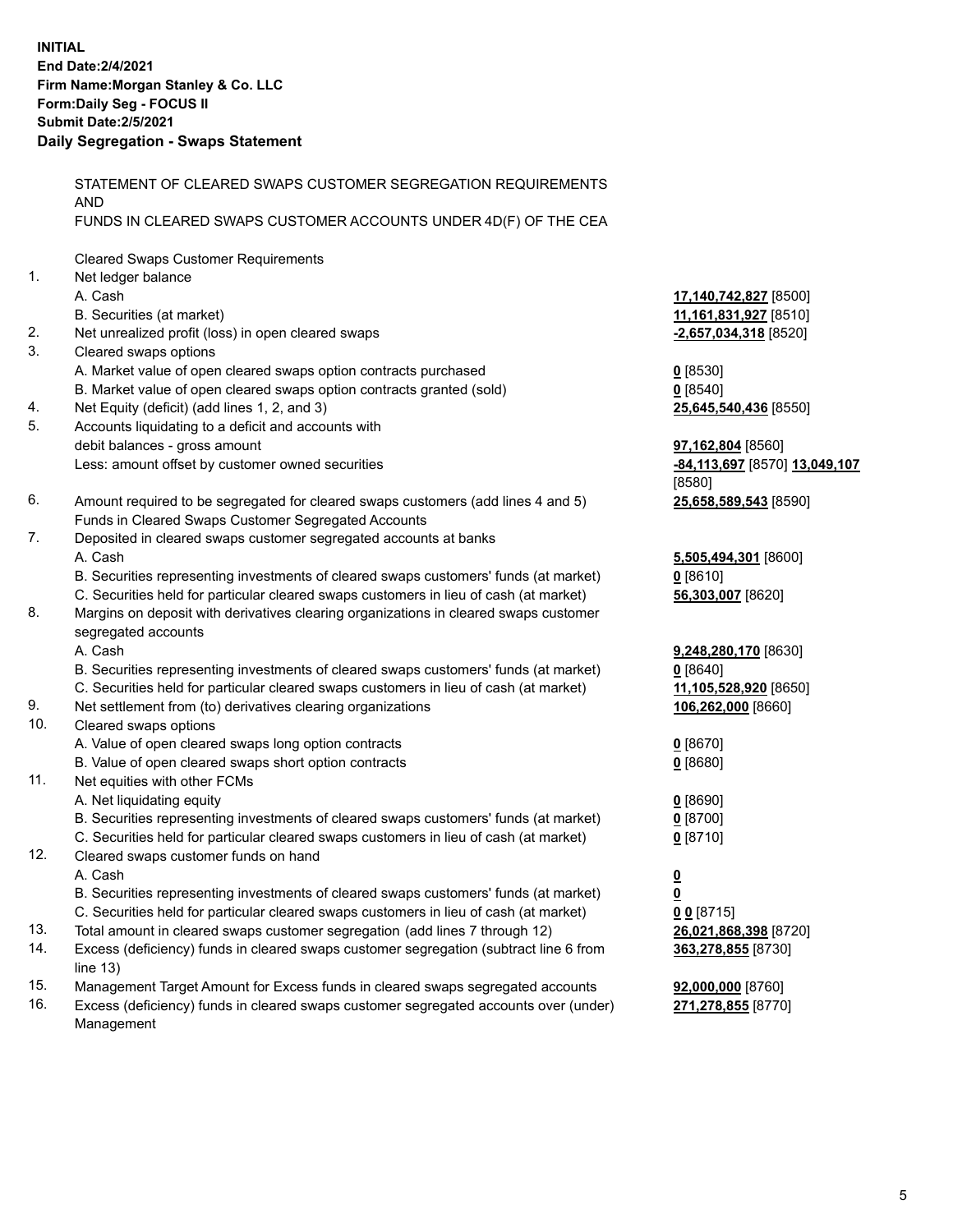**INITIAL**
**End Date:2/4/2021**
**Firm Name:Morgan Stanley & Co. LLC**
**Form:Daily Seg - FOCUS II**
**Submit Date:2/5/2021**
**Daily Segregation - Swaps Statement**

STATEMENT OF CLEARED SWAPS CUSTOMER SEGREGATION REQUIREMENTS AND FUNDS IN CLEARED SWAPS CUSTOMER ACCOUNTS UNDER 4D(F) OF THE CEA

| | | |
|---|---|---|
| | Cleared Swaps Customer Requirements | |
| 1. | Net ledger balance | |
| | A. Cash | **17,140,742,827** [8500] |
| | B. Securities (at market) | **11,161,831,927** [8510] |
| 2. | Net unrealized profit (loss) in open cleared swaps | **-2,657,034,318** [8520] |
| 3. | Cleared swaps options | |
| | A. Market value of open cleared swaps option contracts purchased | **0** [8530] |
| | B. Market value of open cleared swaps option contracts granted (sold) | **0** [8540] |
| 4. | Net Equity (deficit) (add lines 1, 2, and 3) | **25,645,540,436** [8550] |
| 5. | Accounts liquidating to a deficit and accounts with debit balances - gross amount | **97,162,804** [8560] |
| | Less: amount offset by customer owned securities | **-84,113,697** [8570] **13,049,107** [8580] |
| 6. | Amount required to be segregated for cleared swaps customers (add lines 4 and 5) | **25,658,589,543** [8590] |
| | Funds in Cleared Swaps Customer Segregated Accounts | |
| 7. | Deposited in cleared swaps customer segregated accounts at banks | |
| | A. Cash | **5,505,494,301** [8600] |
| | B. Securities representing investments of cleared swaps customers' funds (at market) | **0** [8610] |
| | C. Securities held for particular cleared swaps customers in lieu of cash (at market) | **56,303,007** [8620] |
| 8. | Margins on deposit with derivatives clearing organizations in cleared swaps customer segregated accounts | |
| | A. Cash | **9,248,280,170** [8630] |
| | B. Securities representing investments of cleared swaps customers' funds (at market) | **0** [8640] |
| | C. Securities held for particular cleared swaps customers in lieu of cash (at market) | **11,105,528,920** [8650] |
| 9. | Net settlement from (to) derivatives clearing organizations | **106,262,000** [8660] |
| 10. | Cleared swaps options | |
| | A. Value of open cleared swaps long option contracts | **0** [8670] |
| | B. Value of open cleared swaps short option contracts | **0** [8680] |
| 11. | Net equities with other FCMs | |
| | A. Net liquidating equity | **0** [8690] |
| | B. Securities representing investments of cleared swaps customers' funds (at market) | **0** [8700] |
| | C. Securities held for particular cleared swaps customers in lieu of cash (at market) | **0** [8710] |
| 12. | Cleared swaps customer funds on hand | |
| | A. Cash | **0** |
| | B. Securities representing investments of cleared swaps customers' funds (at market) | **0** |
| | C. Securities held for particular cleared swaps customers in lieu of cash (at market) | **0** **0** [8715] |
| 13. | Total amount in cleared swaps customer segregation (add lines 7 through 12) | **26,021,868,398** [8720] |
| 14. | Excess (deficiency) funds in cleared swaps customer segregation (subtract line 6 from line 13) | **363,278,855** [8730] |
| 15. | Management Target Amount for Excess funds in cleared swaps segregated accounts | **92,000,000** [8760] |
| 16. | Excess (deficiency) funds in cleared swaps customer segregated accounts over (under) Management | **271,278,855** [8770] |